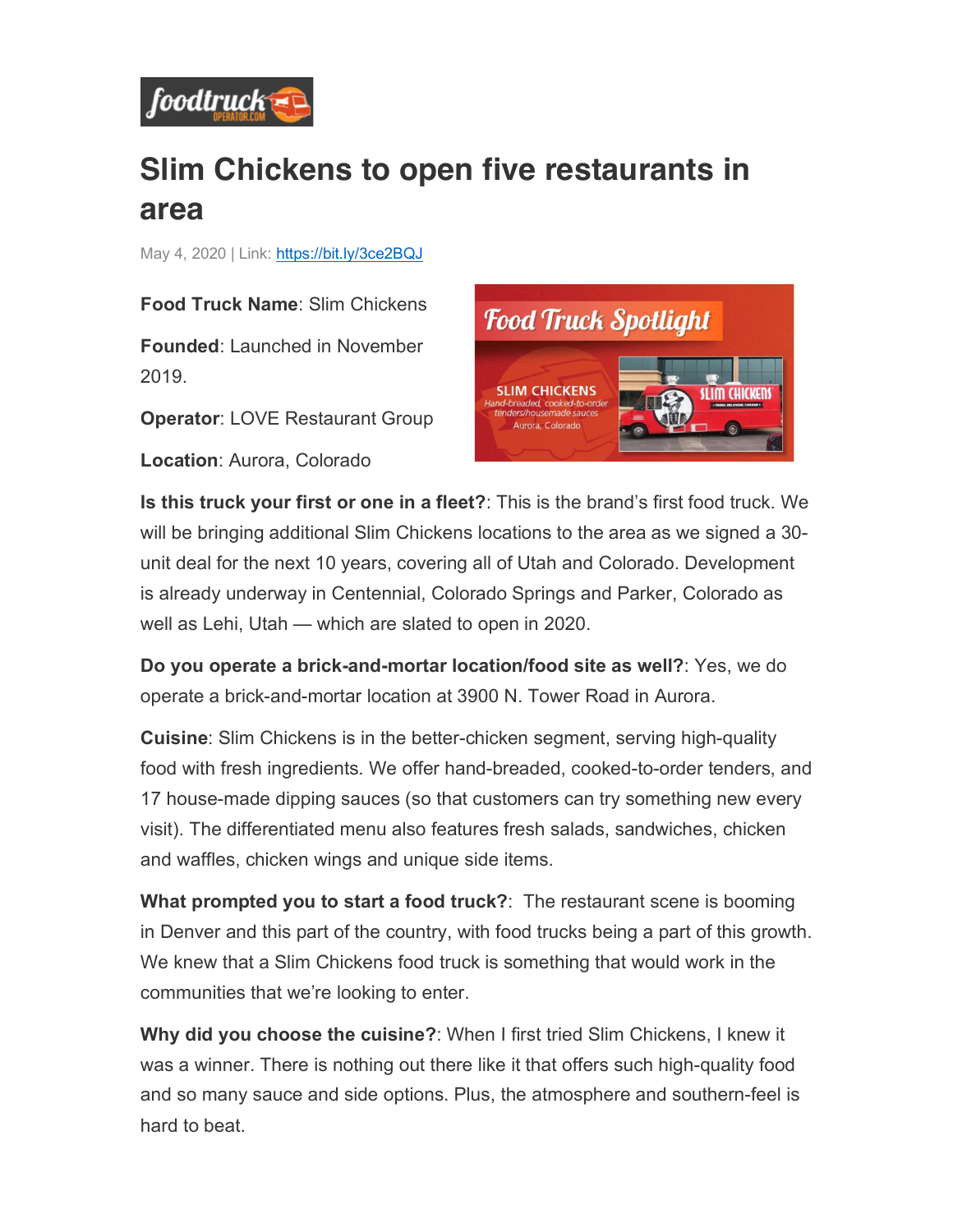# Slim Chickens to open five restaurants in area

May 4, 2020 | Link: https://bit.ly/3ce2BQJ

**Food Truck Name**: Slim Chickens

**Founded**: Launched in November 2019.

**Operator**: LOVE Restaurant Group

**Location**: Aurora, Colorado

**Is this truck your first or one in a fleet?**: This is the brand's first food truck. We will be bringing additional Slim Chickens locations to the area as we signed a 30-unit deal for the next 10 years, covering all of Utah and Colorado. Development is already underway in Centennial, Colorado Springs and Parker, Colorado as well as Lehi, Utah — which are slated to open in 2020.

**Do you operate a brick-and-mortar location/food site as well?**: Yes, we do operate a brick-and-mortar location at 3900 N. Tower Road in Aurora.

**Cuisine**: Slim Chickens is in the better-chicken segment, serving high-quality food with fresh ingredients. We offer hand-breaded, cooked-to-order tenders, and 17 house-made dipping sauces (so that customers can try something new every visit). The differentiated menu also features fresh salads, sandwiches, chicken and waffles, chicken wings and unique side items.

**What prompted you to start a food truck?**: The restaurant scene is booming in Denver and this part of the country, with food trucks being a part of this growth. We knew that a Slim Chickens food truck is something that would work in the communities that we're looking to enter.

**Why did you choose the cuisine?**: When I first tried Slim Chickens, I knew it was a winner. There is nothing out there like it that offers such high-quality food and so many sauce and side options. Plus, the atmosphere and southern-feel is hard to beat.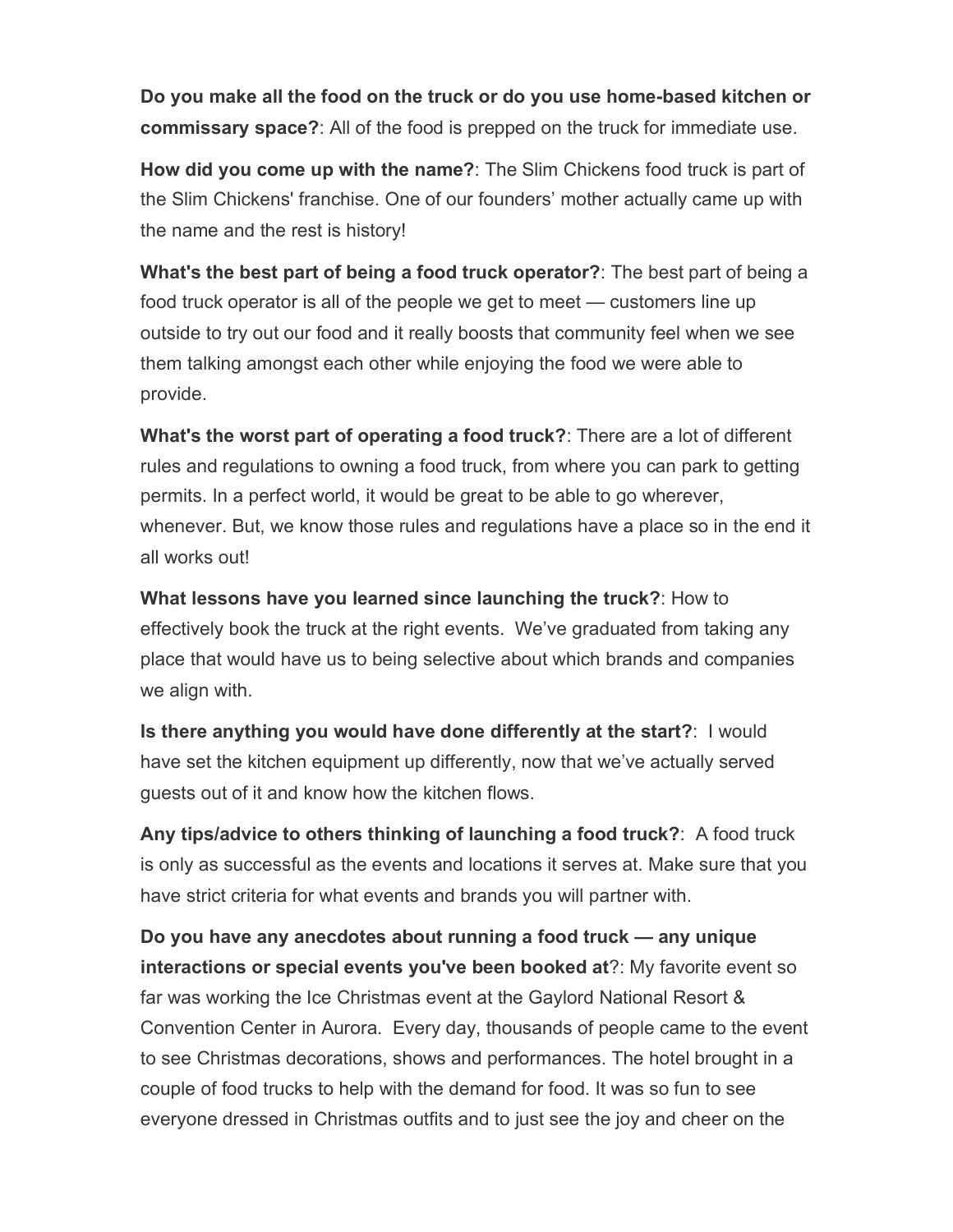**Do you make all the food on the truck or do you use home-based kitchen or commissary space?**: All of the food is prepped on the truck for immediate use.

**How did you come up with the name?**: The Slim Chickens food truck is part of the Slim Chickens' franchise. One of our founders' mother actually came up with the name and the rest is history!

**What's the best part of being a food truck operator?**: The best part of being a food truck operator is all of the people we get to meet — customers line up outside to try out our food and it really boosts that community feel when we see them talking amongst each other while enjoying the food we were able to provide.

**What's the worst part of operating a food truck?**: There are a lot of different rules and regulations to owning a food truck, from where you can park to getting permits. In a perfect world, it would be great to be able to go wherever, whenever. But, we know those rules and regulations have a place so in the end it all works out!

**What lessons have you learned since launching the truck?**: How to effectively book the truck at the right events. We've graduated from taking any place that would have us to being selective about which brands and companies we align with.

**Is there anything you would have done differently at the start?**: I would have set the kitchen equipment up differently, now that we've actually served guests out of it and know how the kitchen flows.

**Any tips/advice to others thinking of launching a food truck?**: A food truck is only as successful as the events and locations it serves at. Make sure that you have strict criteria for what events and brands you will partner with.

**Do you have any anecdotes about running a food truck — any unique interactions or special events you've been booked at**?: My favorite event so far was working the Ice Christmas event at the Gaylord National Resort & Convention Center in Aurora. Every day, thousands of people came to the event to see Christmas decorations, shows and performances. The hotel brought in a couple of food trucks to help with the demand for food. It was so fun to see everyone dressed in Christmas outfits and to just see the joy and cheer on the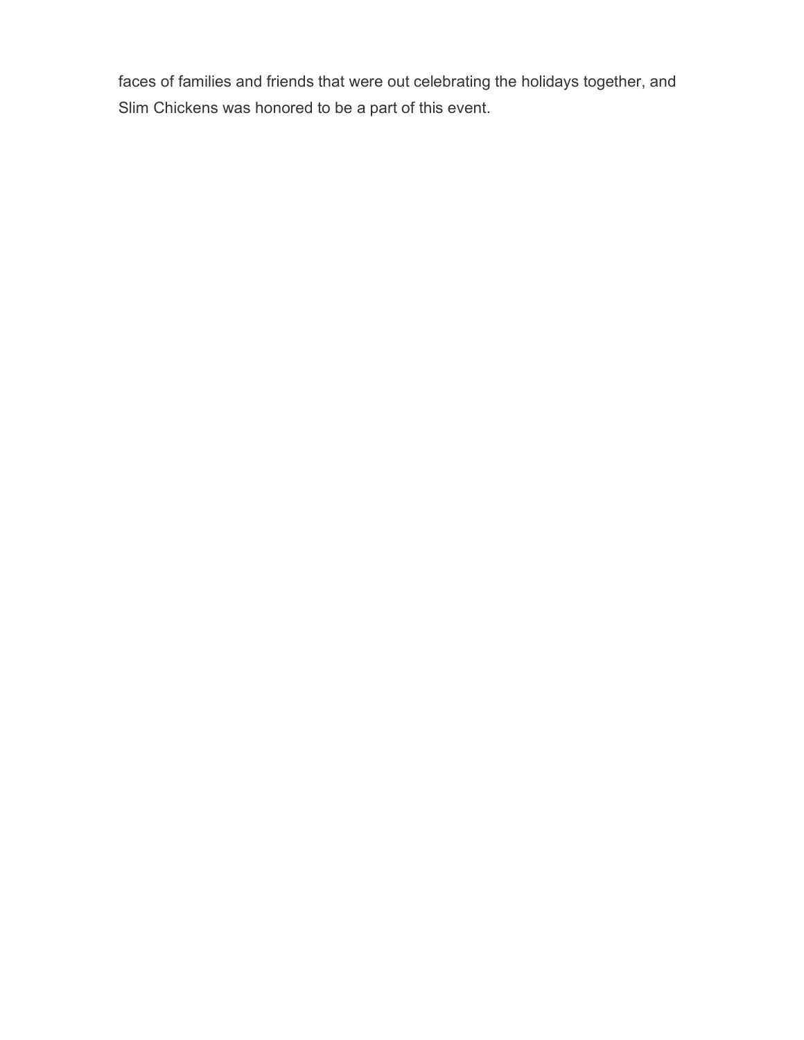faces of families and friends that were out celebrating the holidays together, and Slim Chickens was honored to be a part of this event.